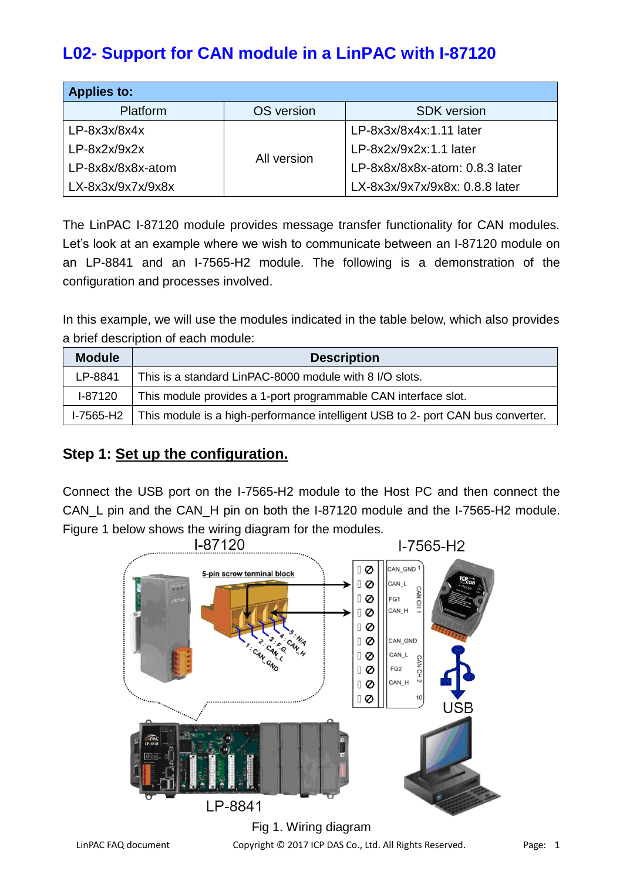# L02- Support for CAN module in a LinPAC with I-87120

| Applies to: | | |
|---|---|---|
| Platform | OS version | SDK version |
| LP-8x3x/8x4x<br>LP-8x2x/9x2x<br>LP-8x8x/8x8x-atom<br>LX-8x3x/9x7x/9x8x | All version | LP-8x3x/8x4x:1.11 later<br>LP-8x2x/9x2x:1.1 later<br>LP-8x8x/8x8x-atom: 0.8.3 later<br>LX-8x3x/9x7x/9x8x: 0.8.8 later |

The LinPAC I-87120 module provides message transfer functionality for CAN modules. Let's look at an example where we wish to communicate between an I-87120 module on an LP-8841 and an I-7565-H2 module. The following is a demonstration of the configuration and processes involved.

In this example, we will use the modules indicated in the table below, which also provides a brief description of each module:

| Module | Description |
|---|---|
| LP-8841 | This is a standard LinPAC-8000 module with 8 I/O slots. |
| I-87120 | This module provides a 1-port programmable CAN interface slot. |
| I-7565-H2 | This module is a high-performance intelligent USB to 2- port CAN bus converter. |

## Step 1: Set up the configuration.

Connect the USB port on the I-7565-H2 module to the Host PC and then connect the CAN_L pin and the CAN_H pin on both the I-87120 module and the I-7565-H2 module. Figure 1 below shows the wiring diagram for the modules.

Fig 1. Wiring diagram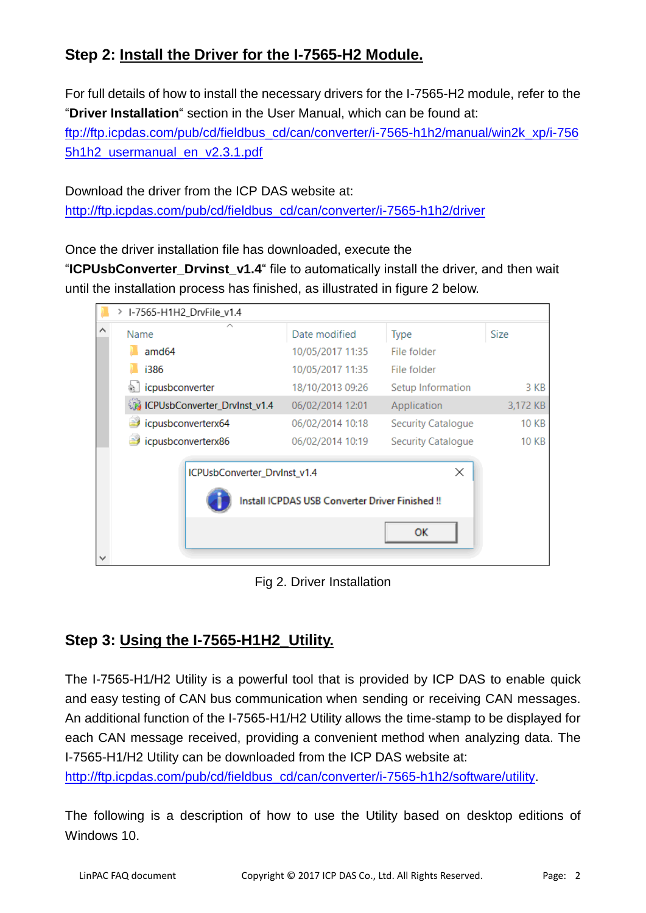## Step 2: Install the Driver for the I-7565-H2 Module.

For full details of how to install the necessary drivers for the I-7565-H2 module, refer to the "**Driver Installation**" section in the User Manual, which can be found at:
[ftp://ftp.icpdas.com/pub/cd/fieldbus_cd/can/converter/i-7565-h1h2/manual/win2k_xp/i-7565h1h2_usermanual_en_v2.3.1.pdf](ftp://ftp.icpdas.com/pub/cd/fieldbus_cd/can/converter/i-7565-h1h2/manual/win2k_xp/i-7565h1h2_usermanual_en_v2.3.1.pdf)

Download the driver from the ICP DAS website at:
[http://ftp.icpdas.com/pub/cd/fieldbus_cd/can/converter/i-7565-h1h2/driver](http://ftp.icpdas.com/pub/cd/fieldbus_cd/can/converter/i-7565-h1h2/driver)

Once the driver installation file has downloaded, execute the "**ICPUsbConverter_Drvinst_v1.4**" file to automatically install the driver, and then wait until the installation process has finished, as illustrated in figure 2 below.

Fig 2. Driver Installation

## Step 3: Using the I-7565-H1H2_Utility.

The I-7565-H1/H2 Utility is a powerful tool that is provided by ICP DAS to enable quick and easy testing of CAN bus communication when sending or receiving CAN messages. An additional function of the I-7565-H1/H2 Utility allows the time-stamp to be displayed for each CAN message received, providing a convenient method when analyzing data. The I-7565-H1/H2 Utility can be downloaded from the ICP DAS website at:
[http://ftp.icpdas.com/pub/cd/fieldbus_cd/can/converter/i-7565-h1h2/software/utility](http://ftp.icpdas.com/pub/cd/fieldbus_cd/can/converter/i-7565-h1h2/software/utility).

The following is a description of how to use the Utility based on desktop editions of Windows 10.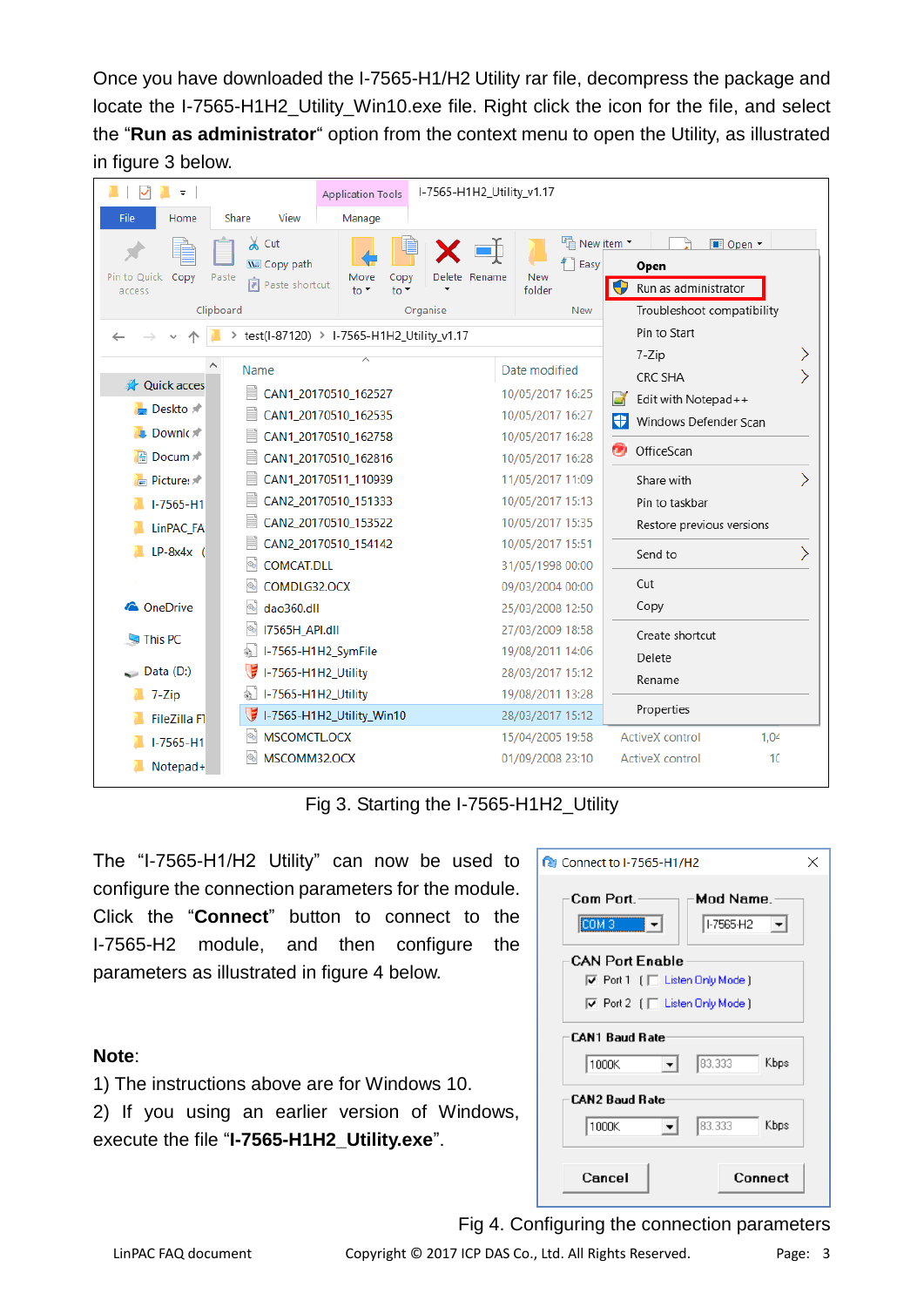Once you have downloaded the I-7565-H1/H2 Utility rar file, decompress the package and locate the I-7565-H1H2_Utility_Win10.exe file. Right click the icon for the file, and select the "**Run as administrator**" option from the context menu to open the Utility, as illustrated in figure 3 below.

Fig 3. Starting the I-7565-H1H2_Utility

The "I-7565-H1/H2 Utility" can now be used to configure the connection parameters for the module. Click the "**Connect**" button to connect to the I-7565-H2 module, and then configure the parameters as illustrated in figure 4 below.

**Note**:

1) The instructions above are for Windows 10.

2) If you using an earlier version of Windows, execute the file "**I-7565-H1H2_Utility.exe**".

Fig 4. Configuring the connection parameters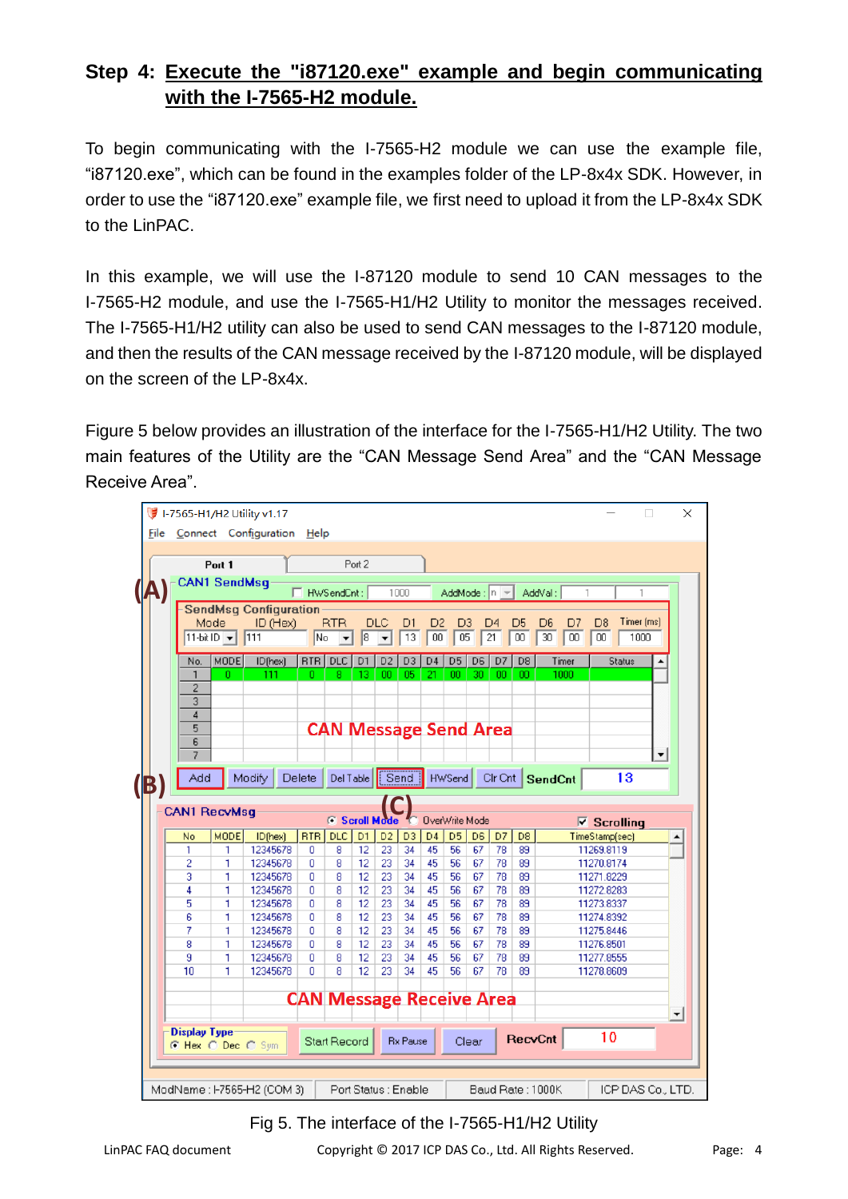**Step 4: Execute the "i87120.exe" example and begin communicating with the I-7565-H2 module.**

To begin communicating with the I-7565-H2 module we can use the example file, “i87120.exe”, which can be found in the examples folder of the LP-8x4x SDK. However, in order to use the “i87120.exe” example file, we first need to upload it from the LP-8x4x SDK to the LinPAC.

In this example, we will use the I-87120 module to send 10 CAN messages to the I-7565-H2 module, and use the I-7565-H1/H2 Utility to monitor the messages received. The I-7565-H1/H2 utility can also be used to send CAN messages to the I-87120 module, and then the results of the CAN message received by the I-87120 module, will be displayed on the screen of the LP-8x4x.

Figure 5 below provides an illustration of the interface for the I-7565-H1/H2 Utility. The two main features of the Utility are the “CAN Message Send Area” and the “CAN Message Receive Area”.

Fig 5. The interface of the I-7565-H1/H2 Utility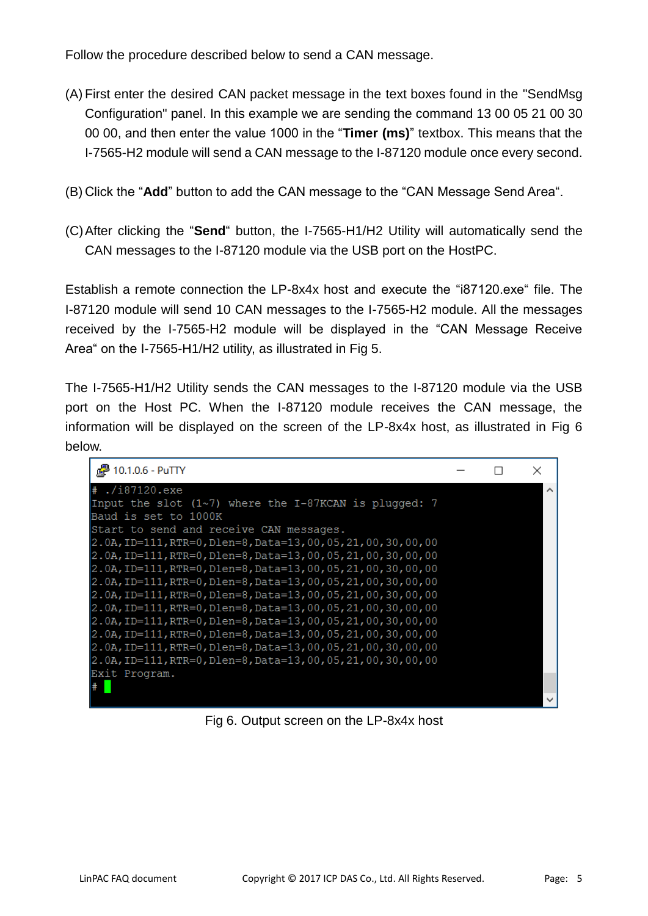Follow the procedure described below to send a CAN message.

(A) First enter the desired CAN packet message in the text boxes found in the "SendMsg Configuration" panel. In this example we are sending the command 13 00 05 21 00 30 00 00, and then enter the value 1000 in the "**Timer (ms)**" textbox. This means that the I-7565-H2 module will send a CAN message to the I-87120 module once every second.

(B) Click the "**Add**" button to add the CAN message to the "CAN Message Send Area".

(C) After clicking the "**Send**" button, the I-7565-H1/H2 Utility will automatically send the CAN messages to the I-87120 module via the USB port on the HostPC.

Establish a remote connection the LP-8x4x host and execute the "i87120.exe" file. The I-87120 module will send 10 CAN messages to the I-7565-H2 module. All the messages received by the I-7565-H2 module will be displayed in the "CAN Message Receive Area" on the I-7565-H1/H2 utility, as illustrated in Fig 5.

The I-7565-H1/H2 Utility sends the CAN messages to the I-87120 module via the USB port on the Host PC. When the I-87120 module receives the CAN message, the information will be displayed on the screen of the LP-8x4x host, as illustrated in Fig 6 below.

10.1.0.6 - PuTTY

```
# ./i87120.exe
Input the slot (1~7) where the I-87KCAN is plugged: 7
Baud is set to 1000K
Start to send and receive CAN messages.
2.0A,ID=111,RTR=0,Dlen=8,Data=13,00,05,21,00,30,00,00
2.0A,ID=111,RTR=0,Dlen=8,Data=13,00,05,21,00,30,00,00
2.0A,ID=111,RTR=0,Dlen=8,Data=13,00,05,21,00,30,00,00
2.0A,ID=111,RTR=0,Dlen=8,Data=13,00,05,21,00,30,00,00
2.0A,ID=111,RTR=0,Dlen=8,Data=13,00,05,21,00,30,00,00
2.0A,ID=111,RTR=0,Dlen=8,Data=13,00,05,21,00,30,00,00
2.0A,ID=111,RTR=0,Dlen=8,Data=13,00,05,21,00,30,00,00
2.0A,ID=111,RTR=0,Dlen=8,Data=13,00,05,21,00,30,00,00
2.0A,ID=111,RTR=0,Dlen=8,Data=13,00,05,21,00,30,00,00
2.0A,ID=111,RTR=0,Dlen=8,Data=13,00,05,21,00,30,00,00
Exit Program.
#
```

Fig 6. Output screen on the LP-8x4x host